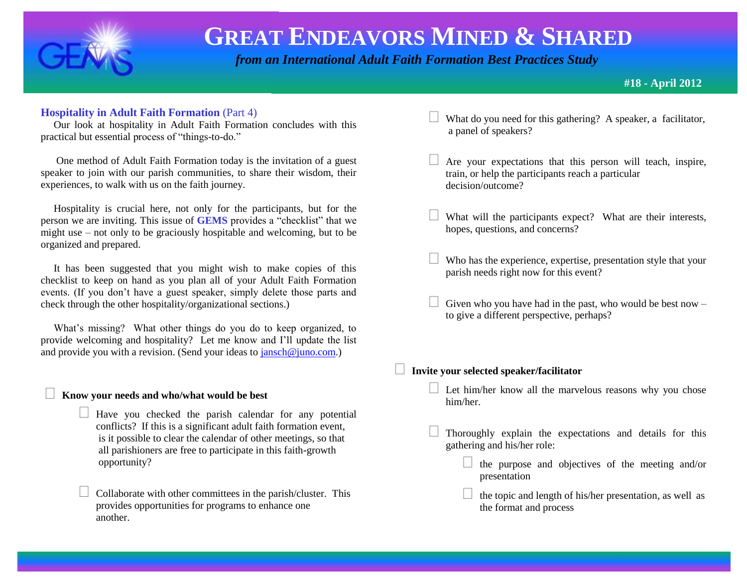# GREAT ENDEAVORS MINED & SHARED

*from an International Adult Faith Formation Best Practices Study*

**#18 - April 2012**

## Hospitality in Adult Faith Formation (Part 4)

Our look at hospitality in Adult Faith Formation concludes with this practical but essential process of "things-to-do."

One method of Adult Faith Formation today is the invitation of a guest speaker to join with our parish communities, to share their wisdom, their experiences, to walk with us on the faith journey.

Hospitality is crucial here, not only for the participants, but for the person we are inviting. This issue of **GEMS** provides a "checklist" that we might use – not only to be graciously hospitable and welcoming, but to be organized and prepared.

It has been suggested that you might wish to make copies of this checklist to keep on hand as you plan all of your Adult Faith Formation events. (If you don't have a guest speaker, simply delete those parts and check through the other hospitality/organizational sections.)

What's missing? What other things do you do to keep organized, to provide welcoming and hospitality? Let me know and I'll update the list and provide you with a revision. (Send your ideas to jansch@juno.com.)

- ☐ **Know your needs and who/what would be best**
  - ☐ Have you checked the parish calendar for any potential conflicts? If this is a significant adult faith formation event, is it possible to clear the calendar of other meetings, so that all parishioners are free to participate in this faith-growth opportunity?
  - ☐ Collaborate with other committees in the parish/cluster. This provides opportunities for programs to enhance one another.
  - ☐ What do you need for this gathering? A speaker, a facilitator, a panel of speakers?
  - ☐ Are your expectations that this person will teach, inspire, train, or help the participants reach a particular decision/outcome?
  - ☐ What will the participants expect? What are their interests, hopes, questions, and concerns?
  - ☐ Who has the experience, expertise, presentation style that your parish needs right now for this event?
  - ☐ Given who you have had in the past, who would be best now – to give a different perspective, perhaps?

- ☐ **Invite your selected speaker/facilitator**
  - ☐ Let him/her know all the marvelous reasons why you chose him/her.
  - ☐ Thoroughly explain the expectations and details for this gathering and his/her role:
    - ☐ the purpose and objectives of the meeting and/or presentation
    - ☐ the topic and length of his/her presentation, as well as the format and process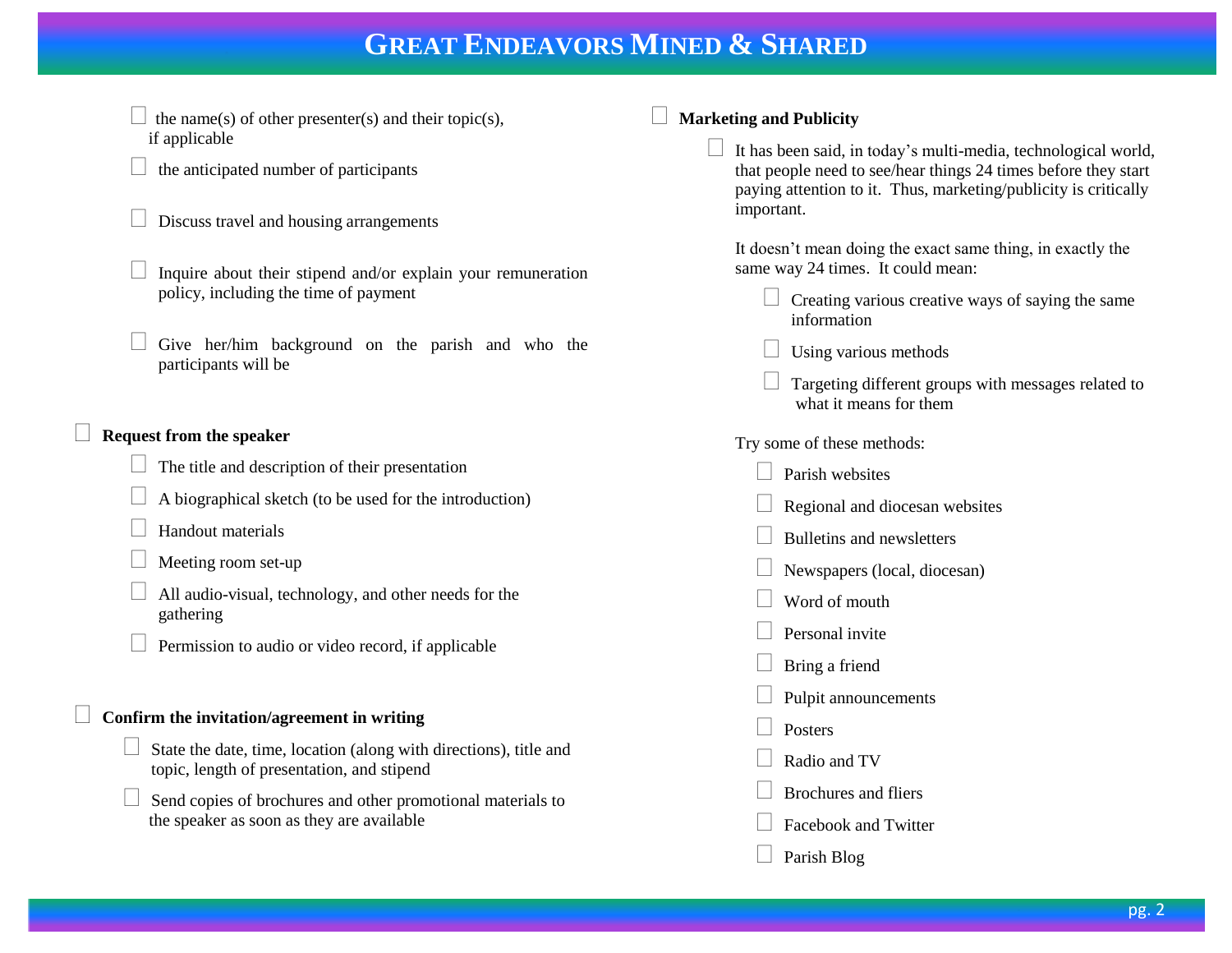- [ ] the name(s) of other presenter(s) and their topic(s), if applicable
- [ ] the anticipated number of participants
- [ ] Discuss travel and housing arrangements
- [ ] Inquire about their stipend and/or explain your remuneration policy, including the time of payment
- [ ] Give her/him background on the parish and who the participants will be

- [ ] **Request from the speaker**
    - [ ] The title and description of their presentation
    - [ ] A biographical sketch (to be used for the introduction)
    - [ ] Handout materials
    - [ ] Meeting room set-up
    - [ ] All audio-visual, technology, and other needs for the gathering
    - [ ] Permission to audio or video record, if applicable

- [ ] **Confirm the invitation/agreement in writing**
    - [ ] State the date, time, location (along with directions), title and topic, length of presentation, and stipend
    - [ ] Send copies of brochures and other promotional materials to the speaker as soon as they are available

- [ ] **Marketing and Publicity**
    - [ ] It has been said, in today's multi-media, technological world, that people need to see/hear things 24 times before they start paying attention to it. Thus, marketing/publicity is critically important.

      It doesn't mean doing the exact same thing, in exactly the same way 24 times. It could mean:

        - [ ] Creating various creative ways of saying the same information
        - [ ] Using various methods
        - [ ] Targeting different groups with messages related to what it means for them

      Try some of these methods:

        - [ ] Parish websites
        - [ ] Regional and diocesan websites
        - [ ] Bulletins and newsletters
        - [ ] Newspapers (local, diocesan)
        - [ ] Word of mouth
        - [ ] Personal invite
        - [ ] Bring a friend
        - [ ] Pulpit announcements
        - [ ] Posters
        - [ ] Radio and TV
        - [ ] Brochures and fliers
        - [ ] Facebook and Twitter
        - [ ] Parish Blog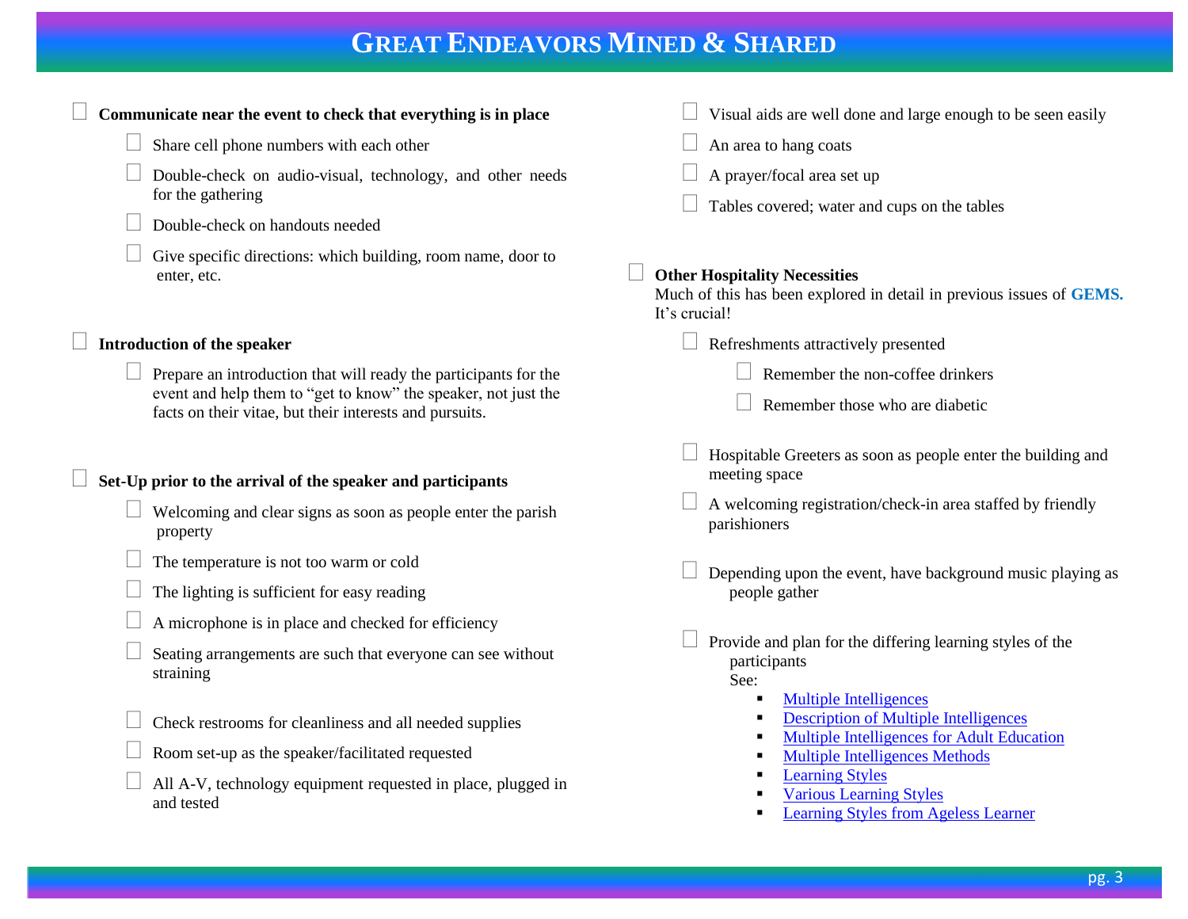- [ ] **Communicate near the event to check that everything is in place**
    - [ ] Share cell phone numbers with each other
    - [ ] Double-check on audio-visual, technology, and other needs for the gathering
    - [ ] Double-check on handouts needed
    - [ ] Give specific directions: which building, room name, door to enter, etc.

- [ ] **Introduction of the speaker**
    - [ ] Prepare an introduction that will ready the participants for the event and help them to "get to know" the speaker, not just the facts on their vitae, but their interests and pursuits.

- [ ] **Set-Up prior to the arrival of the speaker and participants**
    - [ ] Welcoming and clear signs as soon as people enter the parish property
    - [ ] The temperature is not too warm or cold
    - [ ] The lighting is sufficient for easy reading
    - [ ] A microphone is in place and checked for efficiency
    - [ ] Seating arrangements are such that everyone can see without straining
    - [ ] Check restrooms for cleanliness and all needed supplies
    - [ ] Room set-up as the speaker/facilitated requested
    - [ ] All A-V, technology equipment requested in place, plugged in and tested
    - [ ] Visual aids are well done and large enough to be seen easily
    - [ ] An area to hang coats
    - [ ] A prayer/focal area set up
    - [ ] Tables covered; water and cups on the tables

- [ ] **Other Hospitality Necessities**
  Much of this has been explored in detail in previous issues of **GEMS.** It's crucial!
    - [ ] Refreshments attractively presented
        - [ ] Remember the non-coffee drinkers
        - [ ] Remember those who are diabetic
    - [ ] Hospitable Greeters as soon as people enter the building and meeting space
    - [ ] A welcoming registration/check-in area staffed by friendly parishioners
    - [ ] Depending upon the event, have background music playing as people gather
    - [ ] Provide and plan for the differing learning styles of the participants
      See:
        - Multiple Intelligences
        - Description of Multiple Intelligences
        - Multiple Intelligences for Adult Education
        - Multiple Intelligences Methods
        - Learning Styles
        - Various Learning Styles
        - Learning Styles from Ageless Learner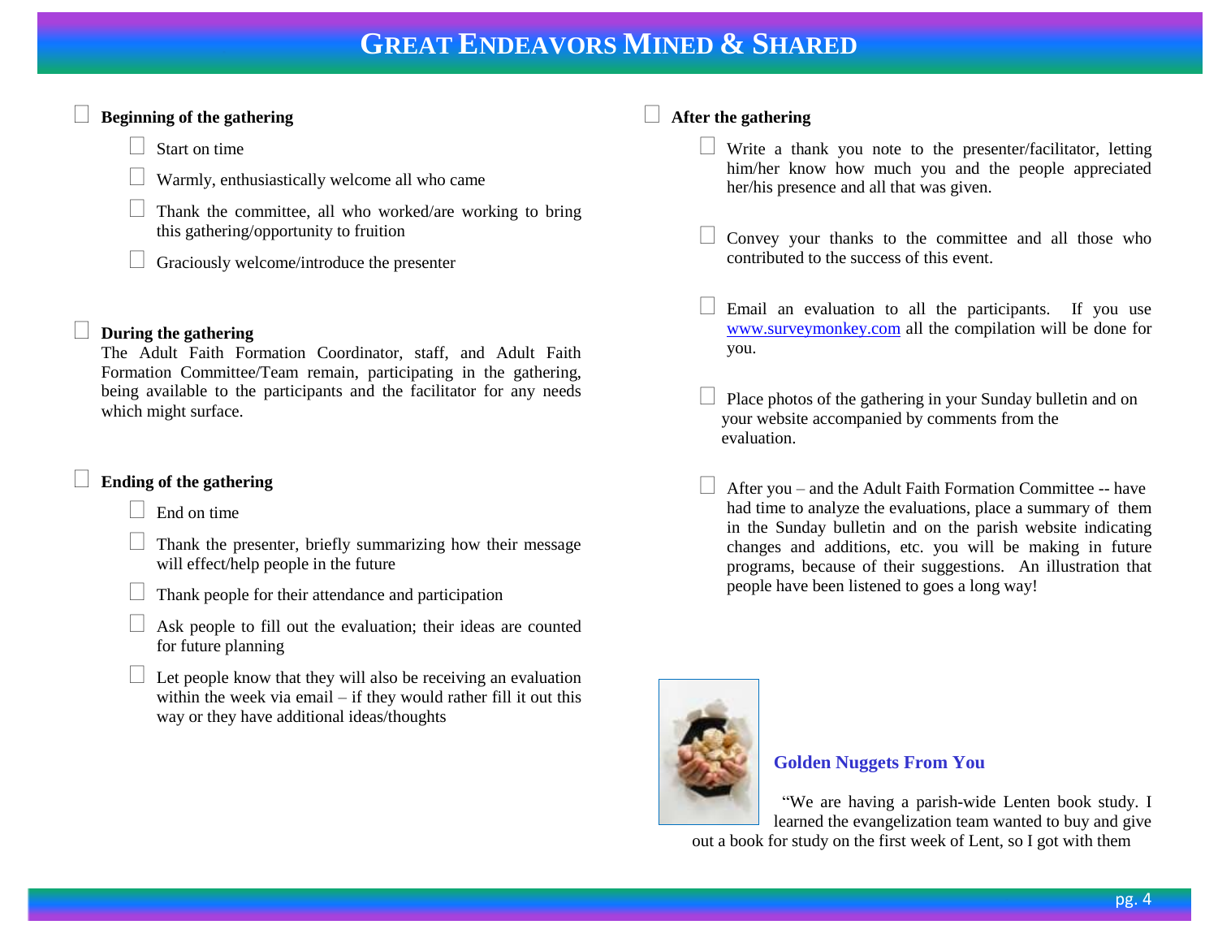# GREAT ENDEAVORS MINED & SHARED

- [ ] **Beginning of the gathering**
  - [ ] Start on time
  - [ ] Warmly, enthusiastically welcome all who came
  - [ ] Thank the committee, all who worked/are working to bring this gathering/opportunity to fruition
  - [ ] Graciously welcome/introduce the presenter

- [ ] **During the gathering**
  The Adult Faith Formation Coordinator, staff, and Adult Faith Formation Committee/Team remain, participating in the gathering, being available to the participants and the facilitator for any needs which might surface.

- [ ] **Ending of the gathering**
  - [ ] End on time
  - [ ] Thank the presenter, briefly summarizing how their message will effect/help people in the future
  - [ ] Thank people for their attendance and participation
  - [ ] Ask people to fill out the evaluation; their ideas are counted for future planning
  - [ ] Let people know that they will also be receiving an evaluation within the week via email – if they would rather fill it out this way or they have additional ideas/thoughts

- [ ] **After the gathering**
  - [ ] Write a thank you note to the presenter/facilitator, letting him/her know how much you and the people appreciated her/his presence and all that was given.
  - [ ] Convey your thanks to the committee and all those who contributed to the success of this event.
  - [ ] Email an evaluation to all the participants. If you use www.surveymonkey.com all the compilation will be done for you.
  - [ ] Place photos of the gathering in your Sunday bulletin and on your website accompanied by comments from the evaluation.
  - [ ] After you – and the Adult Faith Formation Committee -- have had time to analyze the evaluations, place a summary of them in the Sunday bulletin and on the parish website indicating changes and additions, etc. you will be making in future programs, because of their suggestions. An illustration that people have been listened to goes a long way!

### Golden Nuggets From You

"We are having a parish-wide Lenten book study. I learned the evangelization team wanted to buy and give out a book for study on the first week of Lent, so I got with them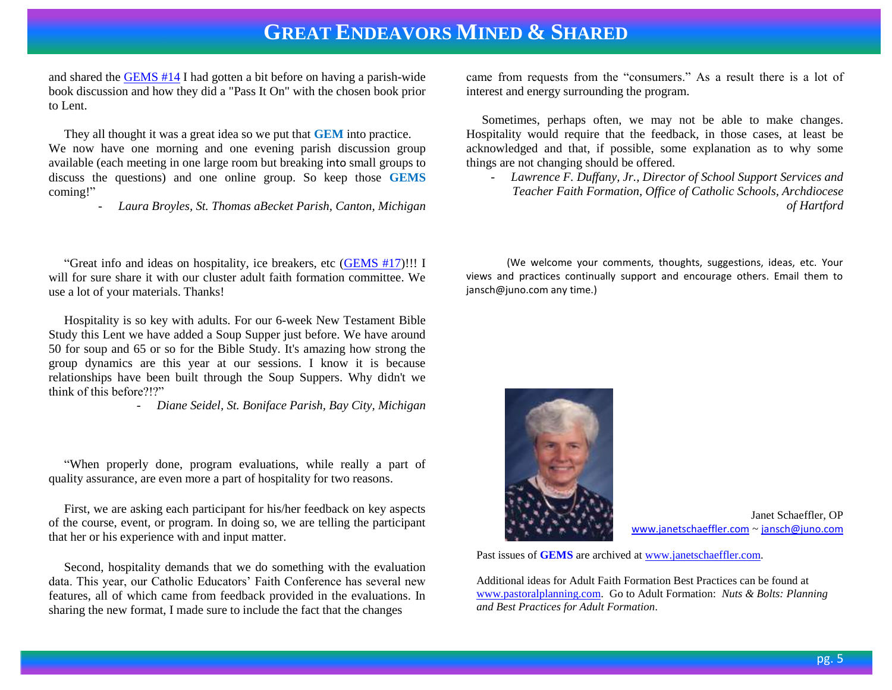and shared the GEMS #14 I had gotten a bit before on having a parish-wide book discussion and how they did a "Pass It On" with the chosen book prior to Lent.

They all thought it was a great idea so we put that **GEM** into practice. We now have one morning and one evening parish discussion group available (each meeting in one large room but breaking into small groups to discuss the questions) and one online group. So keep those **GEMS** coming!"

- *Laura Broyles, St. Thomas aBecket Parish, Canton, Michigan*

"Great info and ideas on hospitality, ice breakers, etc (GEMS #17)!!! I will for sure share it with our cluster adult faith formation committee. We use a lot of your materials. Thanks!

Hospitality is so key with adults. For our 6-week New Testament Bible Study this Lent we have added a Soup Supper just before. We have around 50 for soup and 65 or so for the Bible Study. It's amazing how strong the group dynamics are this year at our sessions. I know it is because relationships have been built through the Soup Suppers. Why didn't we think of this before?!?"

- *Diane Seidel, St. Boniface Parish, Bay City, Michigan*

"When properly done, program evaluations, while really a part of quality assurance, are even more a part of hospitality for two reasons.

First, we are asking each participant for his/her feedback on key aspects of the course, event, or program. In doing so, we are telling the participant that her or his experience with and input matter.

Second, hospitality demands that we do something with the evaluation data. This year, our Catholic Educators' Faith Conference has several new features, all of which came from feedback provided in the evaluations. In sharing the new format, I made sure to include the fact that the changes came from requests from the "consumers." As a result there is a lot of interest and energy surrounding the program.

Sometimes, perhaps often, we may not be able to make changes. Hospitality would require that the feedback, in those cases, at least be acknowledged and that, if possible, some explanation as to why some things are not changing should be offered.

- *Lawrence F. Duffany, Jr., Director of School Support Services and Teacher Faith Formation, Office of Catholic Schools, Archdiocese of Hartford*

(We welcome your comments, thoughts, suggestions, ideas, etc. Your views and practices continually support and encourage others. Email them to jansch@juno.com any time.)

Janet Schaeffler, OP
www.janetschaeffler.com ~ jansch@juno.com

Past issues of **GEMS** are archived at www.janetschaeffler.com.

Additional ideas for Adult Faith Formation Best Practices can be found at www.pastoralplanning.com. Go to Adult Formation: *Nuts & Bolts: Planning and Best Practices for Adult Formation*.